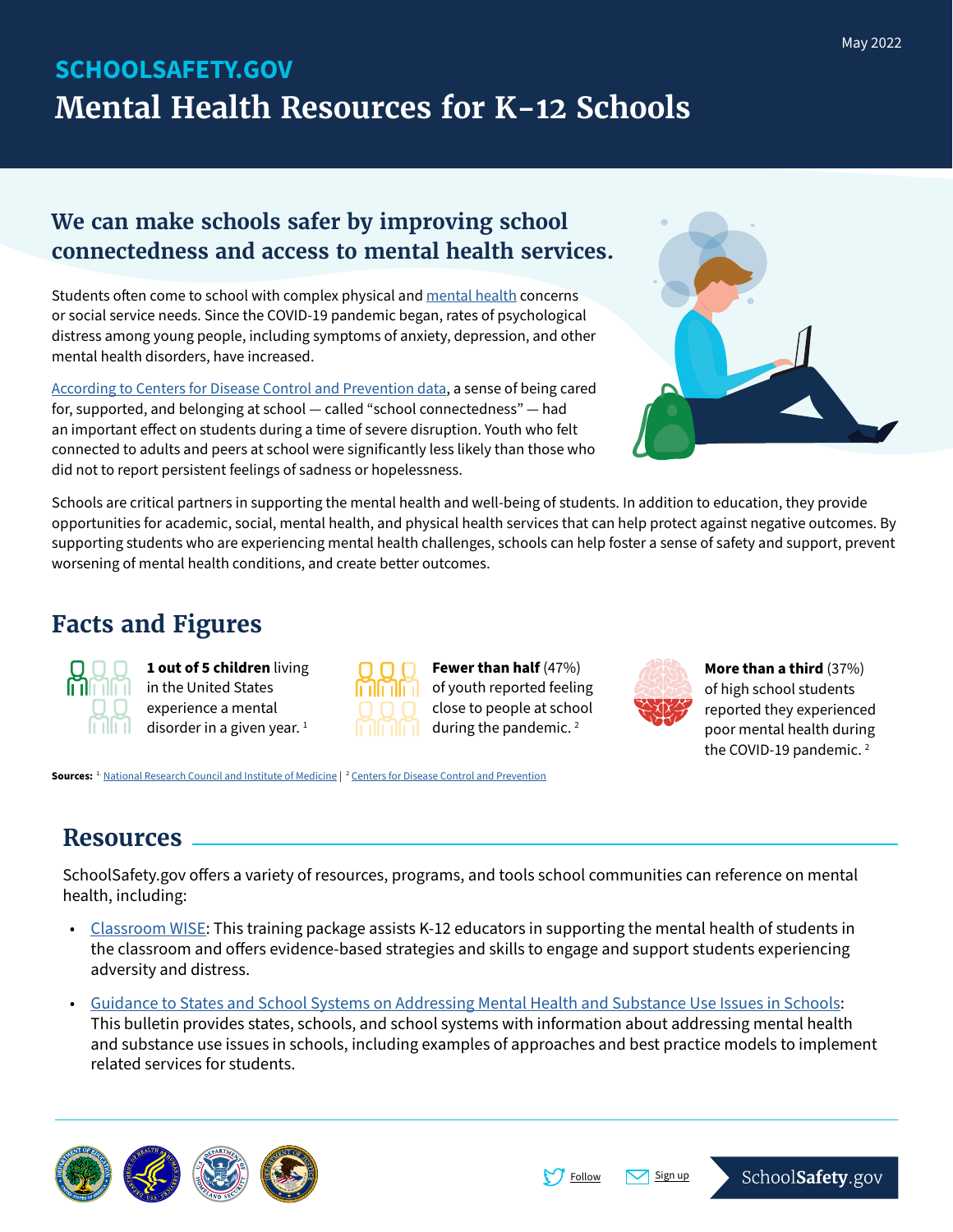May 2022

SCHOOLSAFETY.GOV

# Mental Health Resources for K-12 Schools

## We can make schools safer by improving school connectedness and access to mental health services.

Students often come to school with complex physical and mental health concerns or social service needs. Since the COVID-19 pandemic began, rates of psychological distress among young people, including symptoms of anxiety, depression, and other mental health disorders, have increased.

According to Centers for Disease Control and Prevention data, a sense of being cared for, supported, and belonging at school — called "school connectedness" — had an important effect on students during a time of severe disruption. Youth who felt connected to adults and peers at school were significantly less likely than those who did not to report persistent feelings of sadness or hopelessness.

Schools are critical partners in supporting the mental health and well-being of students. In addition to education, they provide opportunities for academic, social, mental health, and physical health services that can help protect against negative outcomes. By supporting students who are experiencing mental health challenges, schools can help foster a sense of safety and support, prevent worsening of mental health conditions, and create better outcomes.

## Facts and Figures

**1 out of 5 children** living in the United States experience a mental disorder in a given year. [1]

**Fewer than half** (47%) of youth reported feeling close to people at school during the pandemic. [2]

**More than a third** (37%) of high school students reported they experienced poor mental health during the COVID-19 pandemic. [2]

**Sources:** [1] National Research Council and Institute of Medicine | [2] Centers for Disease Control and Prevention

## Resources

SchoolSafety.gov offers a variety of resources, programs, and tools school communities can reference on mental health, including:

- Classroom WISE: This training package assists K-12 educators in supporting the mental health of students in the classroom and offers evidence-based strategies and skills to engage and support students experiencing adversity and distress.
- Guidance to States and School Systems on Addressing Mental Health and Substance Use Issues in Schools: This bulletin provides states, schools, and school systems with information about addressing mental health and substance use issues in schools, including examples of approaches and best practice models to implement related services for students.

Follow | Sign up | SchoolSafety.gov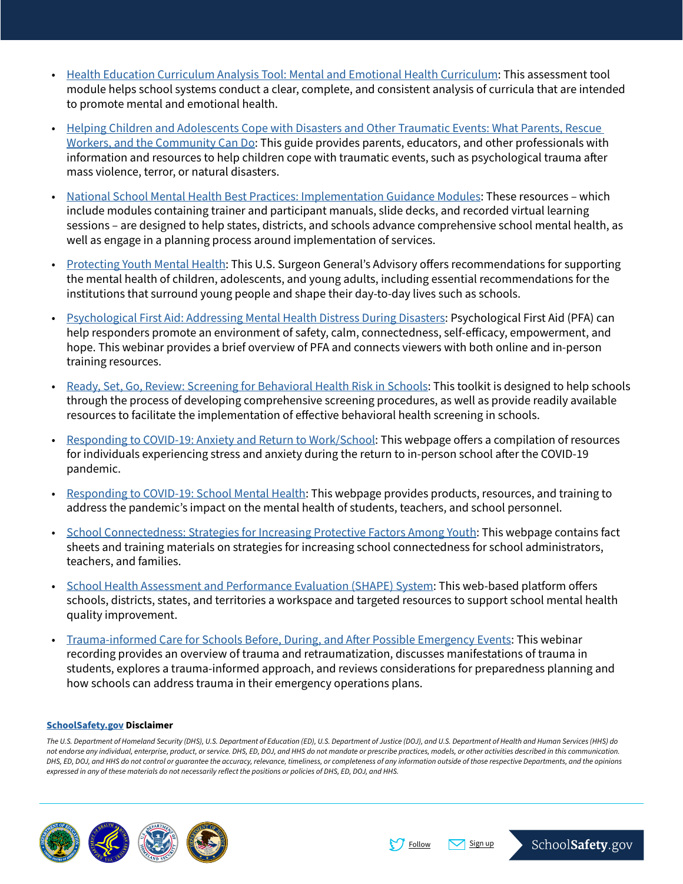- Health Education Curriculum Analysis Tool: Mental and Emotional Health Curriculum: This assessment tool module helps school systems conduct a clear, complete, and consistent analysis of curricula that are intended to promote mental and emotional health.

- Helping Children and Adolescents Cope with Disasters and Other Traumatic Events: What Parents, Rescue Workers, and the Community Can Do: This guide provides parents, educators, and other professionals with information and resources to help children cope with traumatic events, such as psychological trauma after mass violence, terror, or natural disasters.

- National School Mental Health Best Practices: Implementation Guidance Modules: These resources – which include modules containing trainer and participant manuals, slide decks, and recorded virtual learning sessions – are designed to help states, districts, and schools advance comprehensive school mental health, as well as engage in a planning process around implementation of services.

- Protecting Youth Mental Health: This U.S. Surgeon General's Advisory offers recommendations for supporting the mental health of children, adolescents, and young adults, including essential recommendations for the institutions that surround young people and shape their day-to-day lives such as schools.

- Psychological First Aid: Addressing Mental Health Distress During Disasters: Psychological First Aid (PFA) can help responders promote an environment of safety, calm, connectedness, self-efficacy, empowerment, and hope. This webinar provides a brief overview of PFA and connects viewers with both online and in-person training resources.

- Ready, Set, Go, Review: Screening for Behavioral Health Risk in Schools: This toolkit is designed to help schools through the process of developing comprehensive screening procedures, as well as provide readily available resources to facilitate the implementation of effective behavioral health screening in schools.

- Responding to COVID-19: Anxiety and Return to Work/School: This webpage offers a compilation of resources for individuals experiencing stress and anxiety during the return to in-person school after the COVID-19 pandemic.

- Responding to COVID-19: School Mental Health: This webpage provides products, resources, and training to address the pandemic's impact on the mental health of students, teachers, and school personnel.

- School Connectedness: Strategies for Increasing Protective Factors Among Youth: This webpage contains fact sheets and training materials on strategies for increasing school connectedness for school administrators, teachers, and families.

- School Health Assessment and Performance Evaluation (SHAPE) System: This web-based platform offers schools, districts, states, and territories a workspace and targeted resources to support school mental health quality improvement.

- Trauma-informed Care for Schools Before, During, and After Possible Emergency Events: This webinar recording provides an overview of trauma and retraumatization, discusses manifestations of trauma in students, explores a trauma-informed approach, and reviews considerations for preparedness planning and how schools can address trauma in their emergency operations plans.

**SchoolSafety.gov Disclaimer**

*The U.S. Department of Homeland Security (DHS), U.S. Department of Education (ED), U.S. Department of Justice (DOJ), and U.S. Department of Health and Human Services (HHS) do not endorse any individual, enterprise, product, or service. DHS, ED, DOJ, and HHS do not mandate or prescribe practices, models, or other activities described in this communication. DHS, ED, DOJ, and HHS do not control or guarantee the accuracy, relevance, timeliness, or completeness of any information outside of those respective Departments, and the opinions expressed in any of these materials do not necessarily reflect the positions or policies of DHS, ED, DOJ, and HHS.*

Follow Sign up SchoolSafety.gov